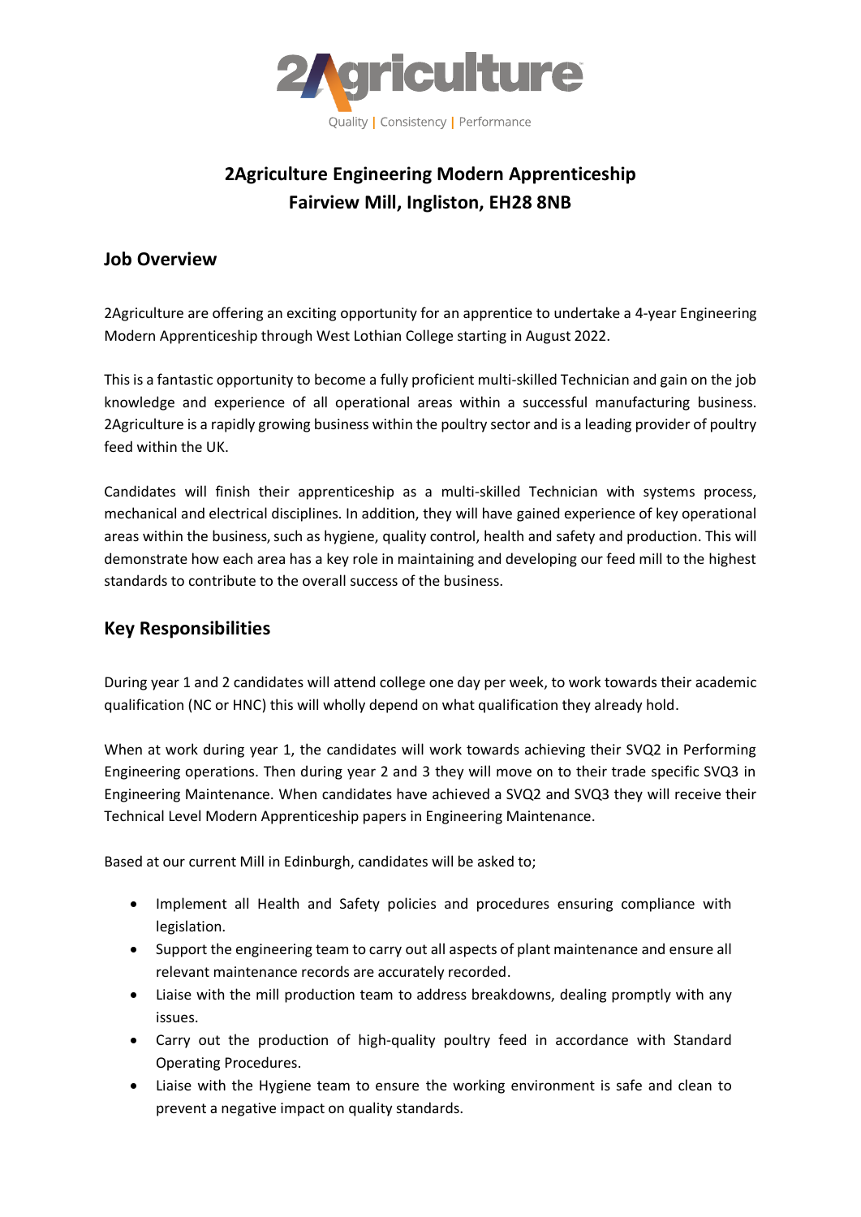2Agriculture

Quality | Consistency | Performance

# 2Agriculture Engineering Modern Apprenticeship
# Fairview Mill, Ingliston, EH28 8NB

## Job Overview

2Agriculture are offering an exciting opportunity for an apprentice to undertake a 4-year Engineering Modern Apprenticeship through West Lothian College starting in August 2022.

This is a fantastic opportunity to become a fully proficient multi-skilled Technician and gain on the job knowledge and experience of all operational areas within a successful manufacturing business. 2Agriculture is a rapidly growing business within the poultry sector and is a leading provider of poultry feed within the UK.

Candidates will finish their apprenticeship as a multi-skilled Technician with systems process, mechanical and electrical disciplines. In addition, they will have gained experience of key operational areas within the business, such as hygiene, quality control, health and safety and production. This will demonstrate how each area has a key role in maintaining and developing our feed mill to the highest standards to contribute to the overall success of the business.

## Key Responsibilities

During year 1 and 2 candidates will attend college one day per week, to work towards their academic qualification (NC or HNC) this will wholly depend on what qualification they already hold.

When at work during year 1, the candidates will work towards achieving their SVQ2 in Performing Engineering operations. Then during year 2 and 3 they will move on to their trade specific SVQ3 in Engineering Maintenance. When candidates have achieved a SVQ2 and SVQ3 they will receive their Technical Level Modern Apprenticeship papers in Engineering Maintenance.

Based at our current Mill in Edinburgh, candidates will be asked to;

- Implement all Health and Safety policies and procedures ensuring compliance with legislation.
- Support the engineering team to carry out all aspects of plant maintenance and ensure all relevant maintenance records are accurately recorded.
- Liaise with the mill production team to address breakdowns, dealing promptly with any issues.
- Carry out the production of high-quality poultry feed in accordance with Standard Operating Procedures.
- Liaise with the Hygiene team to ensure the working environment is safe and clean to prevent a negative impact on quality standards.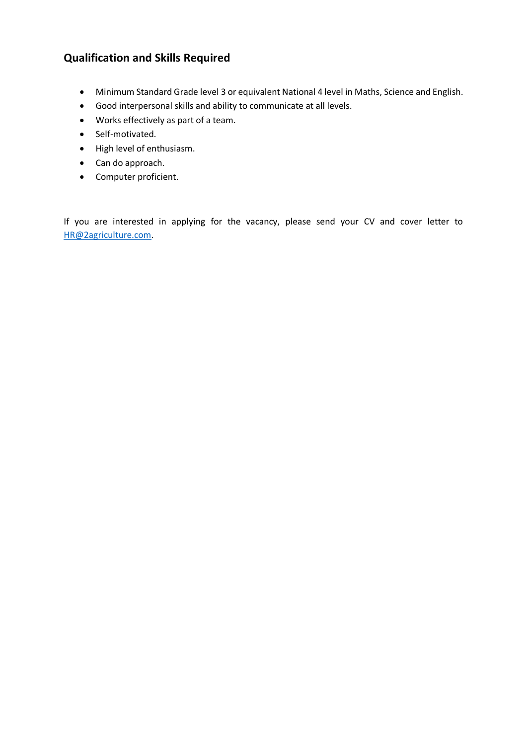## Qualification and Skills Required

- Minimum Standard Grade level 3 or equivalent National 4 level in Maths, Science and English.
- Good interpersonal skills and ability to communicate at all levels.
- Works effectively as part of a team.
- Self-motivated.
- High level of enthusiasm.
- Can do approach.
- Computer proficient.

If you are interested in applying for the vacancy, please send your CV and cover letter to HR@2agriculture.com.